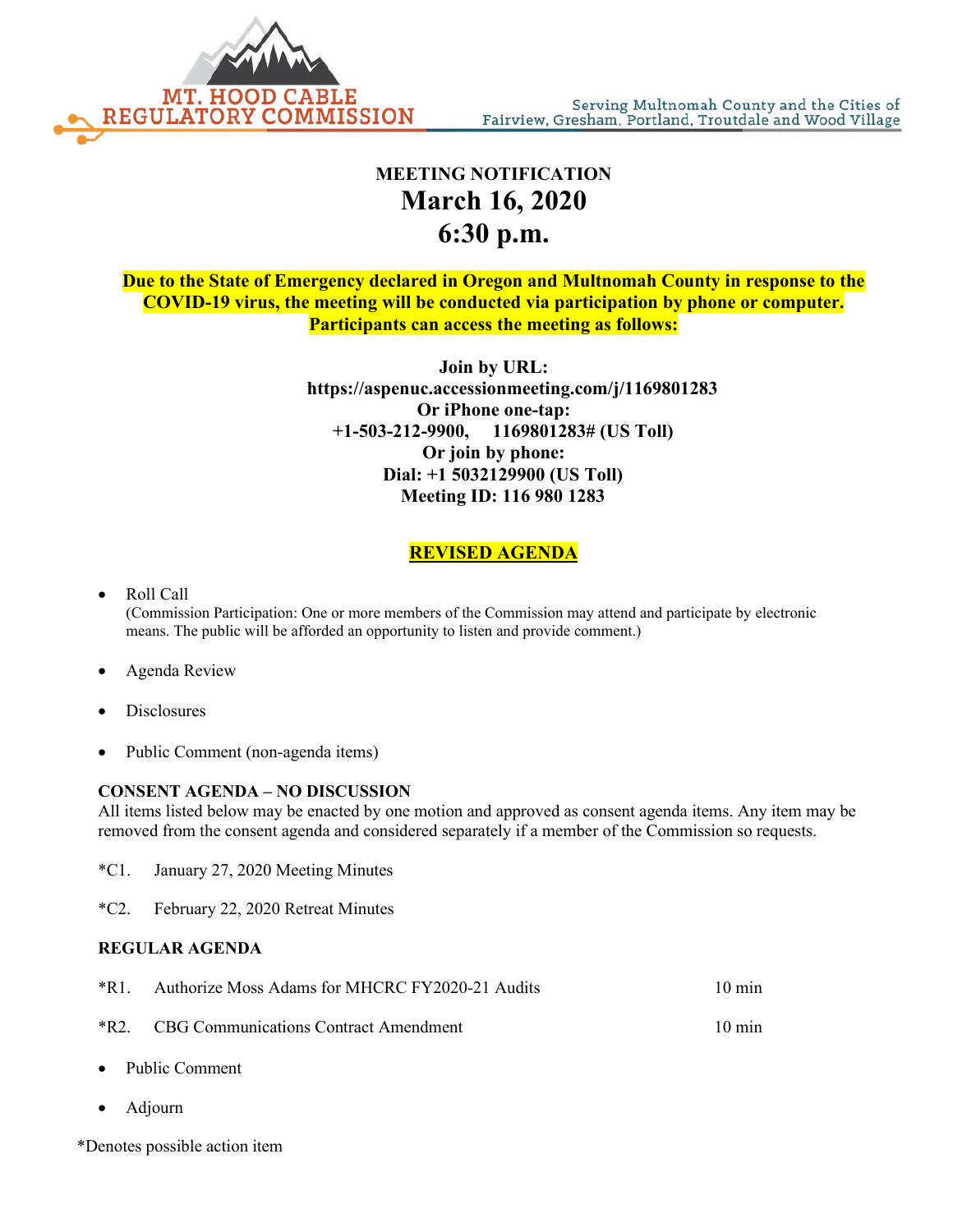MT. HOOD CABLE REGULATORY COMMISSION

Serving Multnomah County and the Cities of Fairview, Gresham, Portland, Troutdale and Wood Village

**MEETING NOTIFICATION**

# March 16, 2020
# 6:30 p.m.

**Due to the State of Emergency declared in Oregon and Multnomah County in response to the COVID-19 virus, the meeting will be conducted via participation by phone or computer. Participants can access the meeting as follows:**

**Join by URL:**
**https://aspenuc.accessionmeeting.com/j/1169801283**
**Or iPhone one-tap:**
**+1-503-212-9900, 1169801283# (US Toll)**
**Or join by phone:**
**Dial: +1 5032129900 (US Toll)**
**Meeting ID: 116 980 1283**

**REVISED AGENDA**

- Roll Call
  (Commission Participation: One or more members of the Commission may attend and participate by electronic means. The public will be afforded an opportunity to listen and provide comment.)
- Agenda Review
- Disclosures
- Public Comment (non-agenda items)

**CONSENT AGENDA – NO DISCUSSION**

All items listed below may be enacted by one motion and approved as consent agenda items. Any item may be removed from the consent agenda and considered separately if a member of the Commission so requests.

*C1. January 27, 2020 Meeting Minutes

*C2. February 22, 2020 Retreat Minutes

**REGULAR AGENDA**

*R1. Authorize Moss Adams for MHCRC FY2020-21 Audits — 10 min

*R2. CBG Communications Contract Amendment — 10 min

- Public Comment
- Adjourn

*Denotes possible action item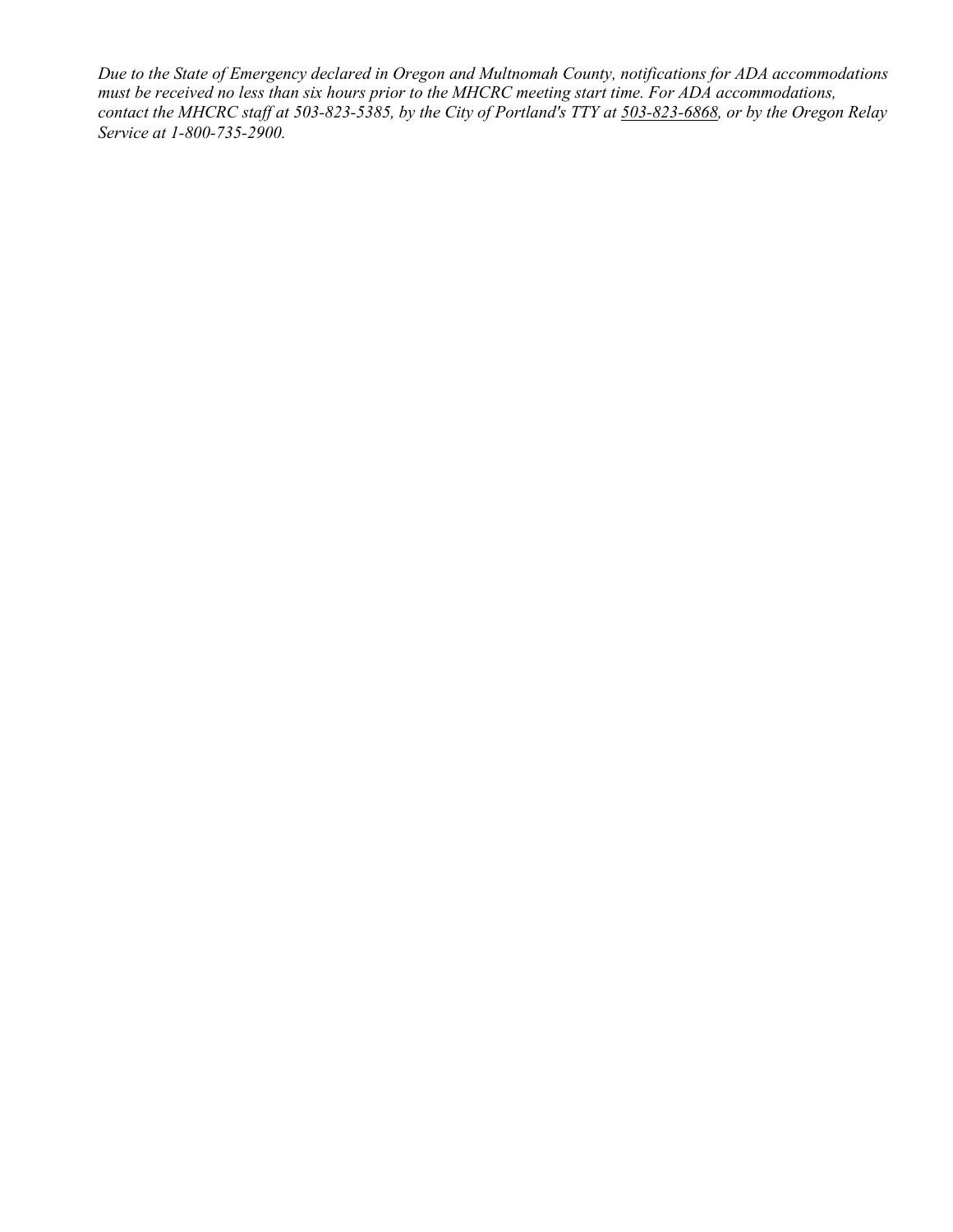*Due to the State of Emergency declared in Oregon and Multnomah County, notifications for ADA accommodations must be received no less than six hours prior to the MHCRC meeting start time. For ADA accommodations, contact the MHCRC staff at 503-823-5385, by the City of Portland's TTY at 503-823-6868, or by the Oregon Relay Service at 1-800-735-2900.*